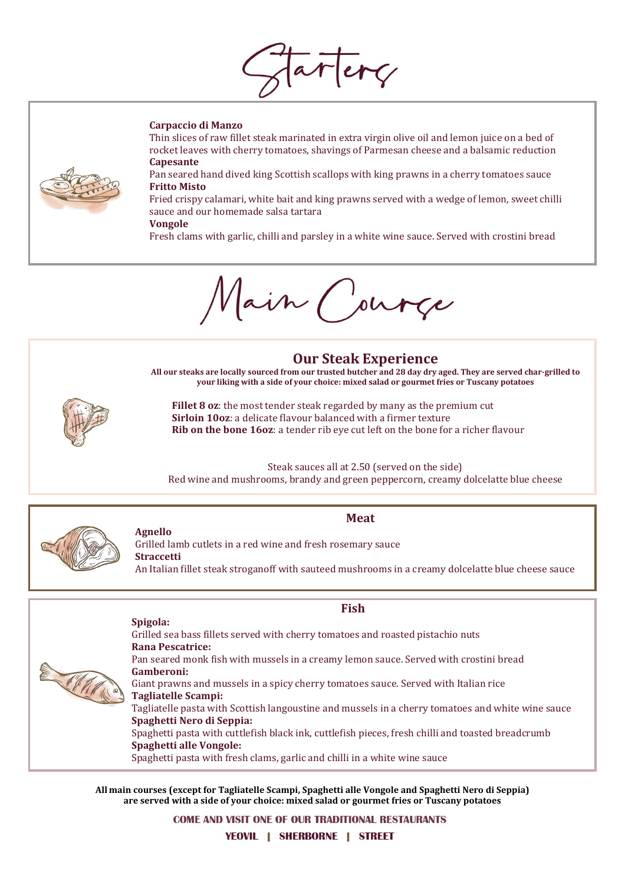# Starters

**Carpaccio di Manzo**
Thin slices of raw fillet steak marinated in extra virgin olive oil and lemon juice on a bed of rocket leaves with cherry tomatoes, shavings of Parmesan cheese and a balsamic reduction
**Capesante**
Pan seared hand dived king Scottish scallops with king prawns in a cherry tomatoes sauce
**Fritto Misto**
Fried crispy calamari, white bait and king prawns served with a wedge of lemon, sweet chilli sauce and our homemade salsa tartara
**Vongole**
Fresh clams with garlic, chilli and parsley in a white wine sauce. Served with crostini bread

# Main Course

## Our Steak Experience

**All our steaks are locally sourced from our trusted butcher and 28 day dry aged. They are served char-grilled to your liking with a side of your choice: mixed salad or gourmet fries or Tuscany potatoes**

**Fillet 8 oz**: the most tender steak regarded by many as the premium cut
**Sirloin 10oz**: a delicate flavour balanced with a firmer texture
**Rib on the bone 16oz**: a tender rib eye cut left on the bone for a richer flavour

Steak sauces all at 2.50 (served on the side)
Red wine and mushrooms, brandy and green peppercorn, creamy dolcelatte blue cheese

## Meat

**Agnello**
Grilled lamb cutlets in a red wine and fresh rosemary sauce
**Straccetti**
An Italian fillet steak stroganoff with sauteed mushrooms in a creamy dolcelatte blue cheese sauce

## Fish

**Spigola:**
Grilled sea bass fillets served with cherry tomatoes and roasted pistachio nuts
**Rana Pescatrice:**
Pan seared monk fish with mussels in a creamy lemon sauce. Served with crostini bread
**Gamberoni:**
Giant prawns and mussels in a spicy cherry tomatoes sauce. Served with Italian rice
**Tagliatelle Scampi:**
Tagliatelle pasta with Scottish langoustine and mussels in a cherry tomatoes and white wine sauce
**Spaghetti Nero di Seppia:**
Spaghetti pasta with cuttlefish black ink, cuttlefish pieces, fresh chilli and toasted breadcrumb
**Spaghetti alle Vongole:**
Spaghetti pasta with fresh clams, garlic and chilli in a white wine sauce

**All main courses (except for Tagliatelle Scampi, Spaghetti alle Vongole and Spaghetti Nero di Seppia) are served with a side of your choice: mixed salad or gourmet fries or Tuscany potatoes**

**COME AND VISIT ONE OF OUR TRADITIONAL RESTAURANTS**

**YEOVIL | SHERBORNE | STREET**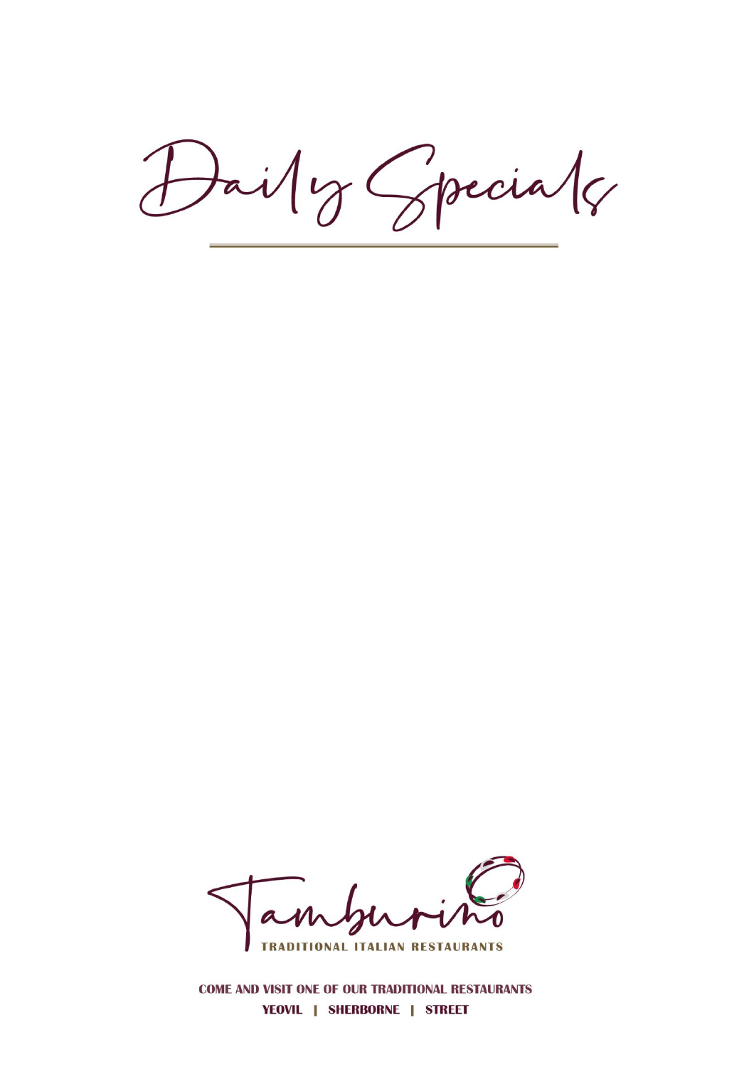# Daily Specials

Tamburino

TRADITIONAL ITALIAN RESTAURANTS

COME AND VISIT ONE OF OUR TRADITIONAL RESTAURANTS

YEOVIL | SHERBORNE | STREET